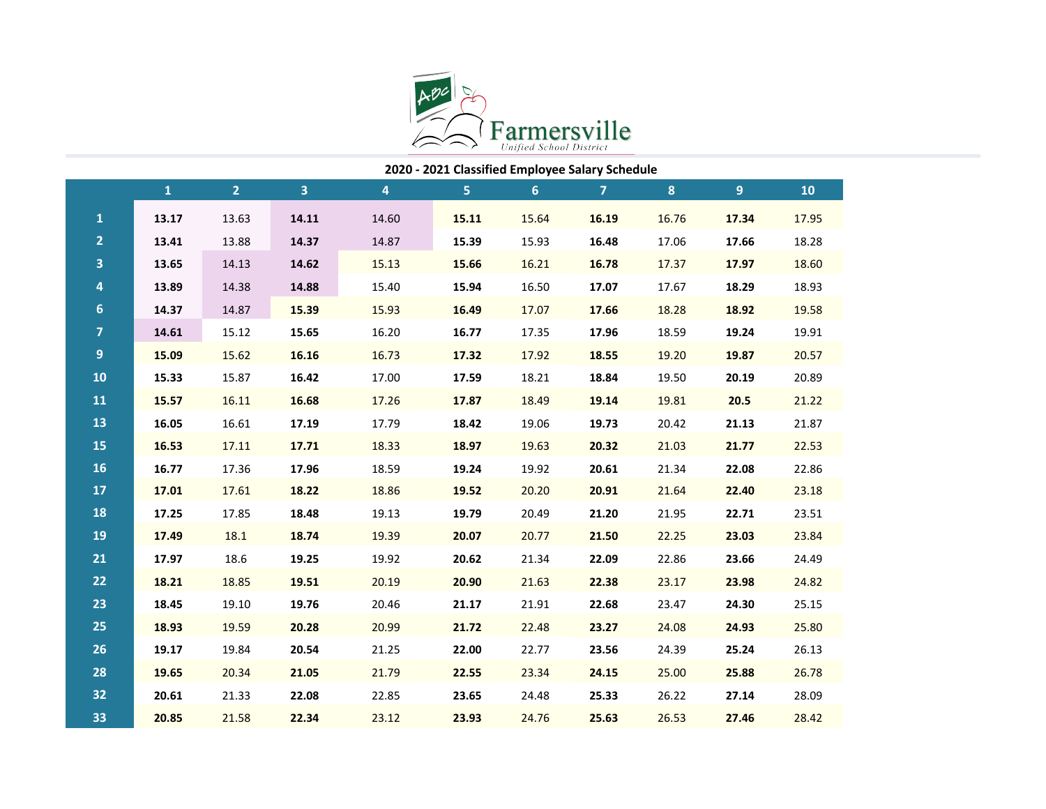Farmersville Unified School District

## 2020 - 2021 Classified Employee Salary Schedule

| | 1 | 2 | 3 | 4 | 5 | 6 | 7 | 8 | 9 | 10 |
|---|---|---|---|---|---|---|---|---|---|---|
| **1** | **13.17** | 13.63 | **14.11** | 14.60 | **15.11** | 15.64 | **16.19** | 16.76 | **17.34** | 17.95 |
| **2** | **13.41** | 13.88 | **14.37** | 14.87 | **15.39** | 15.93 | **16.48** | 17.06 | **17.66** | 18.28 |
| **3** | **13.65** | 14.13 | **14.62** | 15.13 | **15.66** | 16.21 | **16.78** | 17.37 | **17.97** | 18.60 |
| **4** | **13.89** | 14.38 | **14.88** | 15.40 | **15.94** | 16.50 | **17.07** | 17.67 | **18.29** | 18.93 |
| **6** | **14.37** | 14.87 | **15.39** | 15.93 | **16.49** | 17.07 | **17.66** | 18.28 | **18.92** | 19.58 |
| **7** | **14.61** | 15.12 | **15.65** | 16.20 | **16.77** | 17.35 | **17.96** | 18.59 | **19.24** | 19.91 |
| **9** | **15.09** | 15.62 | **16.16** | 16.73 | **17.32** | 17.92 | **18.55** | 19.20 | **19.87** | 20.57 |
| **10** | **15.33** | 15.87 | **16.42** | 17.00 | **17.59** | 18.21 | **18.84** | 19.50 | **20.19** | 20.89 |
| **11** | **15.57** | 16.11 | **16.68** | 17.26 | **17.87** | 18.49 | **19.14** | 19.81 | **20.5** | 21.22 |
| **13** | **16.05** | 16.61 | **17.19** | 17.79 | **18.42** | 19.06 | **19.73** | 20.42 | **21.13** | 21.87 |
| **15** | **16.53** | 17.11 | **17.71** | 18.33 | **18.97** | 19.63 | **20.32** | 21.03 | **21.77** | 22.53 |
| **16** | **16.77** | 17.36 | **17.96** | 18.59 | **19.24** | 19.92 | **20.61** | 21.34 | **22.08** | 22.86 |
| **17** | **17.01** | 17.61 | **18.22** | 18.86 | **19.52** | 20.20 | **20.91** | 21.64 | **22.40** | 23.18 |
| **18** | **17.25** | 17.85 | **18.48** | 19.13 | **19.79** | 20.49 | **21.20** | 21.95 | **22.71** | 23.51 |
| **19** | **17.49** | 18.1 | **18.74** | 19.39 | **20.07** | 20.77 | **21.50** | 22.25 | **23.03** | 23.84 |
| **21** | **17.97** | 18.6 | **19.25** | 19.92 | **20.62** | 21.34 | **22.09** | 22.86 | **23.66** | 24.49 |
| **22** | **18.21** | 18.85 | **19.51** | 20.19 | **20.90** | 21.63 | **22.38** | 23.17 | **23.98** | 24.82 |
| **23** | **18.45** | 19.10 | **19.76** | 20.46 | **21.17** | 21.91 | **22.68** | 23.47 | **24.30** | 25.15 |
| **25** | **18.93** | 19.59 | **20.28** | 20.99 | **21.72** | 22.48 | **23.27** | 24.08 | **24.93** | 25.80 |
| **26** | **19.17** | 19.84 | **20.54** | 21.25 | **22.00** | 22.77 | **23.56** | 24.39 | **25.24** | 26.13 |
| **28** | **19.65** | 20.34 | **21.05** | 21.79 | **22.55** | 23.34 | **24.15** | 25.00 | **25.88** | 26.78 |
| **32** | **20.61** | 21.33 | **22.08** | 22.85 | **23.65** | 24.48 | **25.33** | 26.22 | **27.14** | 28.09 |
| **33** | **20.85** | 21.58 | **22.34** | 23.12 | **23.93** | 24.76 | **25.63** | 26.53 | **27.46** | 28.42 |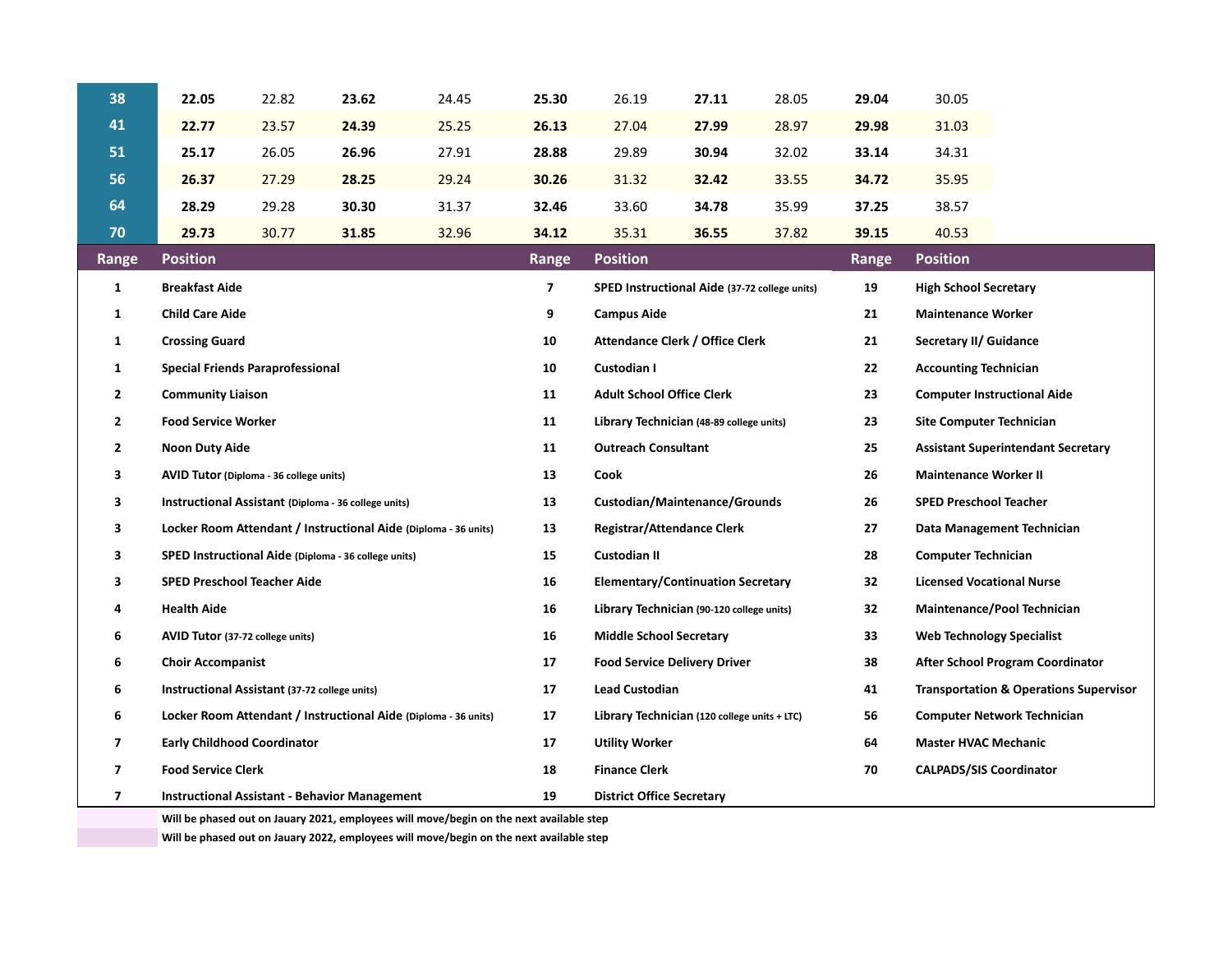| | | | | | | | | | | |
|---|---|---|---|---|---|---|---|---|---|---|
| **38** | **22.05** | 22.82 | **23.62** | 24.45 | **25.30** | 26.19 | **27.11** | 28.05 | **29.04** | 30.05 |
| **41** | **22.77** | 23.57 | **24.39** | 25.25 | **26.13** | 27.04 | **27.99** | 28.97 | **29.98** | 31.03 |
| **51** | **25.17** | 26.05 | **26.96** | 27.91 | **28.88** | 29.89 | **30.94** | 32.02 | **33.14** | 34.31 |
| **56** | **26.37** | 27.29 | **28.25** | 29.24 | **30.26** | 31.32 | **32.42** | 33.55 | **34.72** | 35.95 |
| **64** | **28.29** | 29.28 | **30.30** | 31.37 | **32.46** | 33.60 | **34.78** | 35.99 | **37.25** | 38.57 |
| **70** | **29.73** | 30.77 | **31.85** | 32.96 | **34.12** | 35.31 | **36.55** | 37.82 | **39.15** | 40.53 |

| Range | Position | Range | Position | Range | Position |
|---|---|---|---|---|---|
| 1 | Breakfast Aide | 7 | SPED Instructional Aide (37-72 college units) | 19 | High School Secretary |
| 1 | Child Care Aide | 9 | Campus Aide | 21 | Maintenance Worker |
| 1 | Crossing Guard | 10 | Attendance Clerk / Office Clerk | 21 | Secretary II/ Guidance |
| 1 | Special Friends Paraprofessional | 10 | Custodian I | 22 | Accounting Technician |
| 2 | Community Liaison | 11 | Adult School Office Clerk | 23 | Computer Instructional Aide |
| 2 | Food Service Worker | 11 | Library Technician (48-89 college units) | 23 | Site Computer Technician |
| 2 | Noon Duty Aide | 11 | Outreach Consultant | 25 | Assistant Superintendent Secretary |
| 3 | AVID Tutor (Diploma - 36 college units) | 13 | Cook | 26 | Maintenance Worker II |
| 3 | Instructional Assistant (Diploma - 36 college units) | 13 | Custodian/Maintenance/Grounds | 26 | SPED Preschool Teacher |
| 3 | Locker Room Attendant / Instructional Aide (Diploma - 36 units) | 13 | Registrar/Attendance Clerk | 27 | Data Management Technician |
| 3 | SPED Instructional Aide (Diploma - 36 college units) | 15 | Custodian II | 28 | Computer Technician |
| 3 | SPED Preschool Teacher Aide | 16 | Elementary/Continuation Secretary | 32 | Licensed Vocational Nurse |
| 4 | Health Aide | 16 | Library Technician (90-120 college units) | 32 | Maintenance/Pool Technician |
| 6 | AVID Tutor (37-72 college units) | 16 | Middle School Secretary | 33 | Web Technology Specialist |
| 6 | Choir Accompanist | 17 | Food Service Delivery Driver | 38 | After School Program Coordinator |
| 6 | Instructional Assistant (37-72 college units) | 17 | Lead Custodian | 41 | Transportation & Operations Supervisor |
| 6 | Locker Room Attendant / Instructional Aide (Diploma - 36 units) | 17 | Library Technician (120 college units + LTC) | 56 | Computer Network Technician |
| 7 | Early Childhood Coordinator | 17 | Utility Worker | 64 | Master HVAC Mechanic |
| 7 | Food Service Clerk | 18 | Finance Clerk | 70 | CALPADS/SIS Coordinator |
| 7 | Instructional Assistant - Behavior Management | 19 | District Office Secretary | | |

Will be phased out on Jauary 2021, employees will move/begin on the next available step

Will be phased out on Jauary 2022, employees will move/begin on the next available step